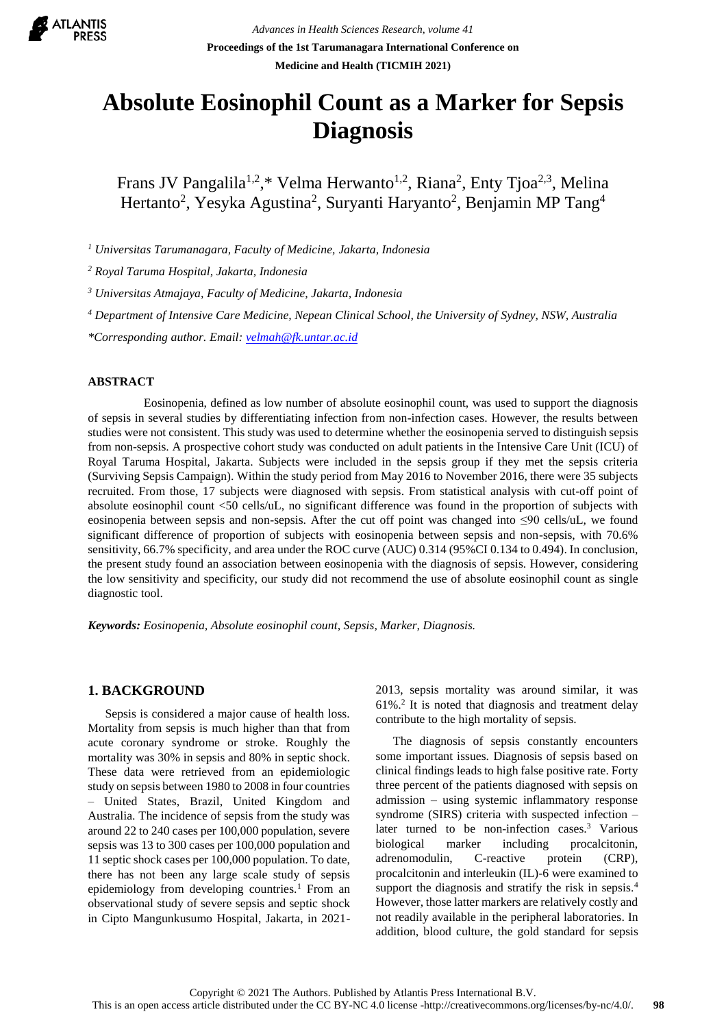# Absolute Eosinophil Count as a Marker for Sepsis Diagnosis

Frans JV Pangalila[1,2],* Velma Herwanto[1,2], Riana[2], Enty Tjoa[2,3], Melina Hertanto[2], Yesyka Agustina[2], Suryanti Haryanto[2], Benjamin MP Tang[4]

*[1] Universitas Tarumanagara, Faculty of Medicine, Jakarta, Indonesia*

*[2] Royal Taruma Hospital, Jakarta, Indonesia*

*[3] Universitas Atmajaya, Faculty of Medicine, Jakarta, Indonesia*

*[4] Department of Intensive Care Medicine, Nepean Clinical School, the University of Sydney, NSW, Australia*

*\*Corresponding author. Email: velmah@fk.untar.ac.id*

## ABSTRACT

Eosinopenia, defined as low number of absolute eosinophil count, was used to support the diagnosis of sepsis in several studies by differentiating infection from non-infection cases. However, the results between studies were not consistent. This study was used to determine whether the eosinopenia served to distinguish sepsis from non-sepsis. A prospective cohort study was conducted on adult patients in the Intensive Care Unit (ICU) of Royal Taruma Hospital, Jakarta. Subjects were included in the sepsis group if they met the sepsis criteria (Surviving Sepsis Campaign). Within the study period from May 2016 to November 2016, there were 35 subjects recruited. From those, 17 subjects were diagnosed with sepsis. From statistical analysis with cut-off point of absolute eosinophil count <50 cells/uL, no significant difference was found in the proportion of subjects with eosinopenia between sepsis and non-sepsis. After the cut off point was changed into ≤90 cells/uL, we found significant difference of proportion of subjects with eosinopenia between sepsis and non-sepsis, with 70.6% sensitivity, 66.7% specificity, and area under the ROC curve (AUC) 0.314 (95%CI 0.134 to 0.494). In conclusion, the present study found an association between eosinopenia with the diagnosis of sepsis. However, considering the low sensitivity and specificity, our study did not recommend the use of absolute eosinophil count as single diagnostic tool.

***Keywords:** Eosinopenia, Absolute eosinophil count, Sepsis, Marker, Diagnosis.*

## 1. BACKGROUND

Sepsis is considered a major cause of health loss. Mortality from sepsis is much higher than that from acute coronary syndrome or stroke. Roughly the mortality was 30% in sepsis and 80% in septic shock. These data were retrieved from an epidemiologic study on sepsis between 1980 to 2008 in four countries – United States, Brazil, United Kingdom and Australia. The incidence of sepsis from the study was around 22 to 240 cases per 100,000 population, severe sepsis was 13 to 300 cases per 100,000 population and 11 septic shock cases per 100,000 population. To date, there has not been any large scale study of sepsis epidemiology from developing countries.[1] From an observational study of severe sepsis and septic shock in Cipto Mangunkusumo Hospital, Jakarta, in 2021-2013, sepsis mortality was around similar, it was 61%.[2] It is noted that diagnosis and treatment delay contribute to the high mortality of sepsis.

The diagnosis of sepsis constantly encounters some important issues. Diagnosis of sepsis based on clinical findings leads to high false positive rate. Forty three percent of the patients diagnosed with sepsis on admission – using systemic inflammatory response syndrome (SIRS) criteria with suspected infection – later turned to be non-infection cases.[3] Various biological marker including procalcitonin, adrenomodulin, C-reactive protein (CRP), procalcitonin and interleukin (IL)-6 were examined to support the diagnosis and stratify the risk in sepsis.[4] However, those latter markers are relatively costly and not readily available in the peripheral laboratories. In addition, blood culture, the gold standard for sepsis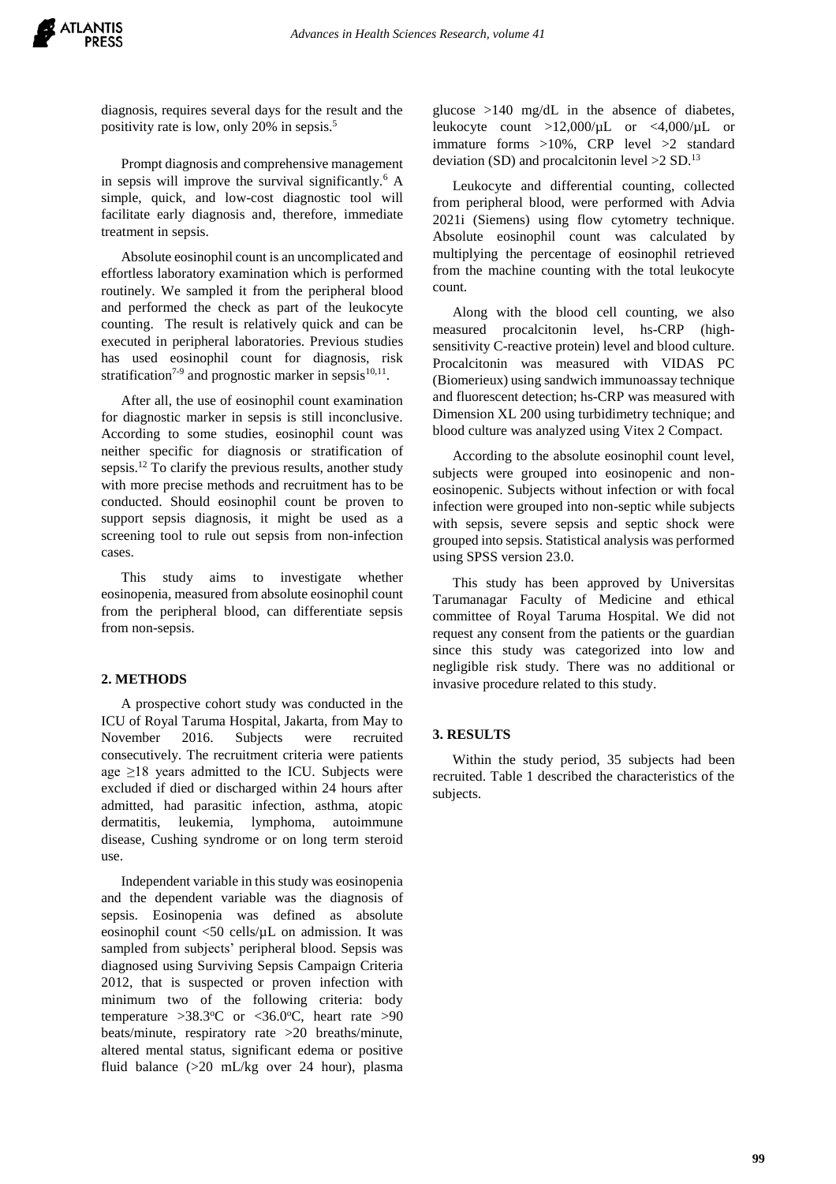diagnosis, requires several days for the result and the positivity rate is low, only 20% in sepsis.[5]

Prompt diagnosis and comprehensive management in sepsis will improve the survival significantly.[6] A simple, quick, and low-cost diagnostic tool will facilitate early diagnosis and, therefore, immediate treatment in sepsis.

Absolute eosinophil count is an uncomplicated and effortless laboratory examination which is performed routinely. We sampled it from the peripheral blood and performed the check as part of the leukocyte counting. The result is relatively quick and can be executed in peripheral laboratories. Previous studies has used eosinophil count for diagnosis, risk stratification[7-9] and prognostic marker in sepsis[10,11].

After all, the use of eosinophil count examination for diagnostic marker in sepsis is still inconclusive. According to some studies, eosinophil count was neither specific for diagnosis or stratification of sepsis.[12] To clarify the previous results, another study with more precise methods and recruitment has to be conducted. Should eosinophil count be proven to support sepsis diagnosis, it might be used as a screening tool to rule out sepsis from non-infection cases.

This study aims to investigate whether eosinopenia, measured from absolute eosinophil count from the peripheral blood, can differentiate sepsis from non-sepsis.

## 2. METHODS

A prospective cohort study was conducted in the ICU of Royal Taruma Hospital, Jakarta, from May to November 2016. Subjects were recruited consecutively. The recruitment criteria were patients age ≥18 years admitted to the ICU. Subjects were excluded if died or discharged within 24 hours after admitted, had parasitic infection, asthma, atopic dermatitis, leukemia, lymphoma, autoimmune disease, Cushing syndrome or on long term steroid use.

Independent variable in this study was eosinopenia and the dependent variable was the diagnosis of sepsis. Eosinopenia was defined as absolute eosinophil count <50 cells/µL on admission. It was sampled from subjects' peripheral blood. Sepsis was diagnosed using Surviving Sepsis Campaign Criteria 2012, that is suspected or proven infection with minimum two of the following criteria: body temperature >38.3°C or <36.0°C, heart rate >90 beats/minute, respiratory rate >20 breaths/minute, altered mental status, significant edema or positive fluid balance (>20 mL/kg over 24 hour), plasma glucose >140 mg/dL in the absence of diabetes, leukocyte count >12,000/µL or <4,000/µL or immature forms >10%, CRP level >2 standard deviation (SD) and procalcitonin level >2 SD.[13]

Leukocyte and differential counting, collected from peripheral blood, were performed with Advia 2021i (Siemens) using flow cytometry technique. Absolute eosinophil count was calculated by multiplying the percentage of eosinophil retrieved from the machine counting with the total leukocyte count.

Along with the blood cell counting, we also measured procalcitonin level, hs-CRP (high-sensitivity C-reactive protein) level and blood culture. Procalcitonin was measured with VIDAS PC (Biomerieux) using sandwich immunoassay technique and fluorescent detection; hs-CRP was measured with Dimension XL 200 using turbidimetry technique; and blood culture was analyzed using Vitex 2 Compact.

According to the absolute eosinophil count level, subjects were grouped into eosinopenic and non-eosinopenic. Subjects without infection or with focal infection were grouped into non-septic while subjects with sepsis, severe sepsis and septic shock were grouped into sepsis. Statistical analysis was performed using SPSS version 23.0.

This study has been approved by Universitas Tarumanagar Faculty of Medicine and ethical committee of Royal Taruma Hospital. We did not request any consent from the patients or the guardian since this study was categorized into low and negligible risk study. There was no additional or invasive procedure related to this study.

## 3. RESULTS

Within the study period, 35 subjects had been recruited. Table 1 described the characteristics of the subjects.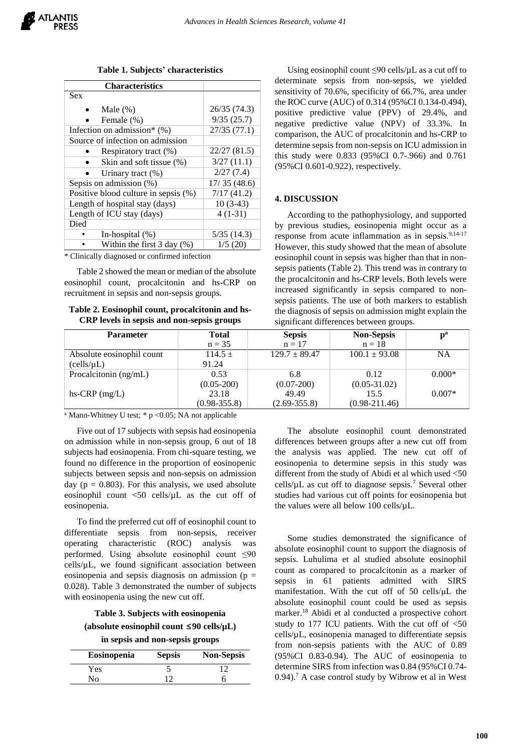**Table 1. Subjects' characteristics**

| Characteristics | |
|---|---|
| Sex | |
| • Male (%) | 26/35 (74.3) |
| • Female (%) | 9/35 (25.7) |
| Infection on admission* (%) | 27/35 (77.1) |
| Source of infection on admission | |
| • Respiratory tract (%) | 22/27 (81.5) |
| • Skin and soft tissue (%) | 3/27 (11.1) |
| • Urinary tract (%) | 2/27 (7.4) |
| Sepsis on admission (%) | 17/ 35 (48.6) |
| Positive blood culture in sepsis (%) | 7/17 (41.2) |
| Length of hospital stay (days) | 10 (3-43) |
| Length of ICU stay (days) | 4 (1-31) |
| Died | |
| • In-hospital (%) | 5/35 (14.3) |
| • Within the first 3 day (%) | 1/5 (20) |

\* Clinically diagnosed or confirmed infection

Table 2 showed the mean or median of the absolute eosinophil count, procalcitonin and hs-CRP on recruitment in sepsis and non-sepsis groups.

**Table 2. Eosinophil count, procalcitonin and hs-CRP levels in sepsis and non-sepsis groups**

| Parameter | Total n = 35 | Sepsis n = 17 | Non-Sepsis n = 18 | p[a] |
|---|---|---|---|---|
| Absolute eosinophil count (cells/µL) | 114.5 ± 91.24 | 129.7 ± 89.47 | 100.1 ± 93.08 | NA |
| Procalcitonin (ng/mL) | 0.53 (0.05-200) | 6.8 (0.07-200) | 0.12 (0.05-31.02) | 0.000* |
| hs-CRP (mg/L) | 23.18 (0.98-355.8) | 49.49 (2.69-355.8) | 15.5 (0.98-211.46) | 0.007* |

[a] Mann-Whitney U test; * $p < 0.05$; NA not applicable

Five out of 17 subjects with sepsis had eosinopenia on admission while in non-sepsis group, 6 out of 18 subjects had eosinopenia. From chi-square testing, we found no difference in the proportion of eosinopenic subjects between sepsis and non-sepsis on admission day ($p = 0.803$). For this analysis, we used absolute eosinophil count <50 cells/µL as the cut off of eosinopenia.

To find the preferred cut off of eosinophil count to differentiate sepsis from non-sepsis, receiver operating characteristic (ROC) analysis was performed. Using absolute eosinophil count ≤90 cells/µL, we found significant association between eosinopenia and sepsis diagnosis on admission ($p = 0.028$). Table 3 demonstrated the number of subjects with eosinopenia using the new cut off.

**Table 3. Subjects with eosinopenia (absolute eosinophil count ≤90 cells/µL) in sepsis and non-sepsis groups**

| Eosinopenia | Sepsis | Non-Sepsis |
|---|---|---|
| Yes | 5 | 12 |
| No | 12 | 6 |

Using eosinophil count ≤90 cells/µL as a cut off to determinate sepsis from non-sepsis, we yielded sensitivity of 70.6%, specificity of 66.7%, area under the ROC curve (AUC) of 0.314 (95%CI 0.134-0.494), positive predictive value (PPV) of 29.4%, and negative predictive value (NPV) of 33.3%. In comparison, the AUC of procalcitonin and hs-CRP to determine sepsis from non-sepsis on ICU admission in this study were 0.833 (95%CI 0.7-.966) and 0.761 (95%CI 0.601-0.922), respectively.

## 4. DISCUSSION

According to the pathophysiology, and supported by previous studies, eosinopenia might occur as a response from acute inflammation as in sepsis.[9,14-17] However, this study showed that the mean of absolute eosinophil count in sepsis was higher than that in non-sepsis patients (Table 2). This trend was in contrary to the procalcitonin and hs-CRP levels. Both levels were increased significantly in sepsis compared to non-sepsis patients. The use of both markers to establish the diagnosis of sepsis on admission might explain the significant differences between groups.

The absolute eosinophil count demonstrated differences between groups after a new cut off from the analysis was applied. The new cut off of eosinopenia to determine sepsis in this study was different from the study of Abidi et al which used <50 cells/µL as cut off to diagnose sepsis.[7] Several other studies had various cut off points for eosinopenia but the values were all below 100 cells/µL.

Some studies demonstrated the significance of absolute eosinophil count to support the diagnosis of sepsis. Luhulima et al studied absolute eosinophil count as compared to procalcitonin as a marker of sepsis in 61 patients admitted with SIRS manifestation. With the cut off of 50 cells/µL the absolute eosinophil count could be used as sepsis marker.[18] Abidi et al conducted a prospective cohort study to 177 ICU patients. With the cut off of <50 cells/µL, eosinopenia managed to differentiate sepsis from non-sepsis patients with the AUC of 0.89 (95%CI 0.83-0.94). The AUC of eosinopenia to determine SIRS from infection was 0.84 (95%CI 0.74-0.94).[7] A case control study by Wibrow et al in West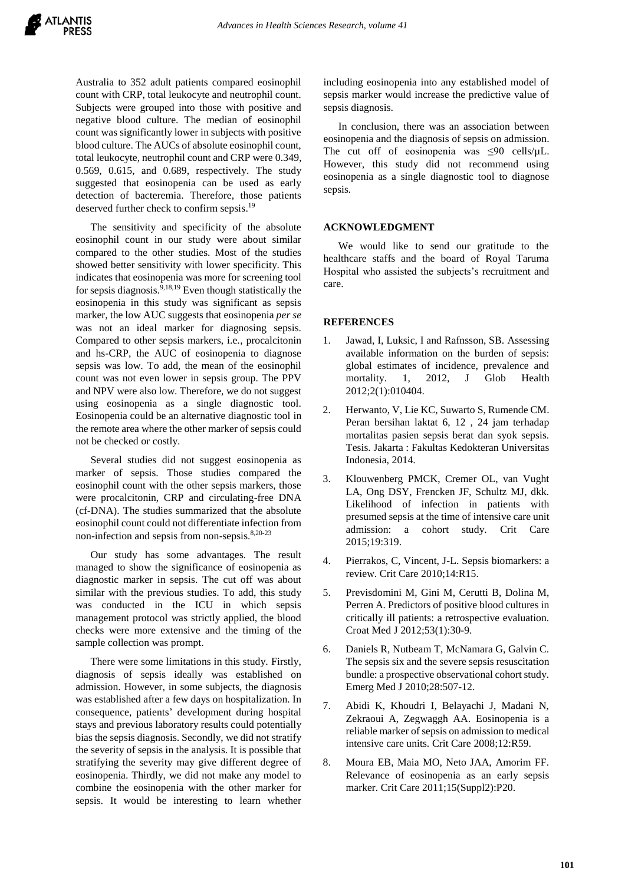Australia to 352 adult patients compared eosinophil count with CRP, total leukocyte and neutrophil count. Subjects were grouped into those with positive and negative blood culture. The median of eosinophil count was significantly lower in subjects with positive blood culture. The AUCs of absolute eosinophil count, total leukocyte, neutrophil count and CRP were 0.349, 0.569, 0.615, and 0.689, respectively. The study suggested that eosinopenia can be used as early detection of bacteremia. Therefore, those patients deserved further check to confirm sepsis.[19]

The sensitivity and specificity of the absolute eosinophil count in our study were about similar compared to the other studies. Most of the studies showed better sensitivity with lower specificity. This indicates that eosinopenia was more for screening tool for sepsis diagnosis.[9,18,19] Even though statistically the eosinopenia in this study was significant as sepsis marker, the low AUC suggests that eosinopenia *per se* was not an ideal marker for diagnosing sepsis. Compared to other sepsis markers, i.e., procalcitonin and hs-CRP, the AUC of eosinopenia to diagnose sepsis was low. To add, the mean of the eosinophil count was not even lower in sepsis group. The PPV and NPV were also low. Therefore, we do not suggest using eosinopenia as a single diagnostic tool. Eosinopenia could be an alternative diagnostic tool in the remote area where the other marker of sepsis could not be checked or costly.

Several studies did not suggest eosinopenia as marker of sepsis. Those studies compared the eosinophil count with the other sepsis markers, those were procalcitonin, CRP and circulating-free DNA (cf-DNA). The studies summarized that the absolute eosinophil count could not differentiate infection from non-infection and sepsis from non-sepsis.[8,20-23]

Our study has some advantages. The result managed to show the significance of eosinopenia as diagnostic marker in sepsis. The cut off was about similar with the previous studies. To add, this study was conducted in the ICU in which sepsis management protocol was strictly applied, the blood checks were more extensive and the timing of the sample collection was prompt.

There were some limitations in this study. Firstly, diagnosis of sepsis ideally was established on admission. However, in some subjects, the diagnosis was established after a few days on hospitalization. In consequence, patients' development during hospital stays and previous laboratory results could potentially bias the sepsis diagnosis. Secondly, we did not stratify the severity of sepsis in the analysis. It is possible that stratifying the severity may give different degree of eosinopenia. Thirdly, we did not make any model to combine the eosinopenia with the other marker for sepsis. It would be interesting to learn whether including eosinopenia into any established model of sepsis marker would increase the predictive value of sepsis diagnosis.

In conclusion, there was an association between eosinopenia and the diagnosis of sepsis on admission. The cut off of eosinopenia was ≤90 cells/μL. However, this study did not recommend using eosinopenia as a single diagnostic tool to diagnose sepsis.

## ACKNOWLEDGMENT

We would like to send our gratitude to the healthcare staffs and the board of Royal Taruma Hospital who assisted the subjects's recruitment and care.

## REFERENCES

1. Jawad, I, Luksic, I and Rafnsson, SB. Assessing available information on the burden of sepsis: global estimates of incidence, prevalence and mortality. 1, 2012, J Glob Health 2012;2(1):010404.
2. Herwanto, V, Lie KC, Suwarto S, Rumende CM. Peran bersihan laktat 6, 12 , 24 jam terhadap mortalitas pasien sepsis berat dan syok sepsis. Tesis. Jakarta : Fakultas Kedokteran Universitas Indonesia, 2014.
3. Klouwenberg PMCK, Cremer OL, van Vught LA, Ong DSY, Frencken JF, Schultz MJ, dkk. Likelihood of infection in patients with presumed sepsis at the time of intensive care unit admission: a cohort study. Crit Care 2015;19:319.
4. Pierrakos, C, Vincent, J-L. Sepsis biomarkers: a review. Crit Care 2010;14:R15.
5. Previsdomini M, Gini M, Cerutti B, Dolina M, Perren A. Predictors of positive blood cultures in critically ill patients: a retrospective evaluation. Croat Med J 2012;53(1):30-9.
6. Daniels R, Nutbeam T, McNamara G, Galvin C. The sepsis six and the severe sepsis resuscitation bundle: a prospective observational cohort study. Emerg Med J 2010;28:507-12.
7. Abidi K, Khoudri I, Belayachi J, Madani N, Zekraoui A, Zegwaggh AA. Eosinopenia is a reliable marker of sepsis on admission to medical intensive care units. Crit Care 2008;12:R59.
8. Moura EB, Maia MO, Neto JAA, Amorim FF. Relevance of eosinopenia as an early sepsis marker. Crit Care 2011;15(Suppl2):P20.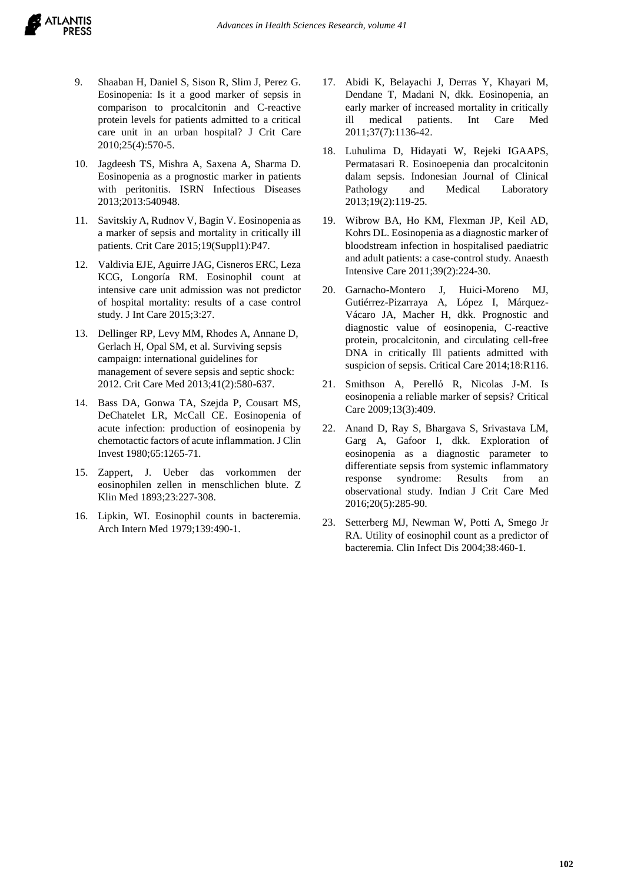9. Shaaban H, Daniel S, Sison R, Slim J, Perez G. Eosinopenia: Is it a good marker of sepsis in comparison to procalcitonin and C-reactive protein levels for patients admitted to a critical care unit in an urban hospital? J Crit Care 2010;25(4):570-5.

10. Jagdeesh TS, Mishra A, Saxena A, Sharma D. Eosinopenia as a prognostic marker in patients with peritonitis. ISRN Infectious Diseases 2013;2013:540948.

11. Savitskiy A, Rudnov V, Bagin V. Eosinopenia as a marker of sepsis and mortality in critically ill patients. Crit Care 2015;19(Suppl1):P47.

12. Valdivia EJE, Aguirre JAG, Cisneros ERC, Leza KCG, Longoría RM. Eosinophil count at intensive care unit admission was not predictor of hospital mortality: results of a case control study. J Int Care 2015;3:27.

13. Dellinger RP, Levy MM, Rhodes A, Annane D, Gerlach H, Opal SM, et al. Surviving sepsis campaign: international guidelines for management of severe sepsis and septic shock: 2012. Crit Care Med 2013;41(2):580-637.

14. Bass DA, Gonwa TA, Szejda P, Cousart MS, DeChatelet LR, McCall CE. Eosinopenia of acute infection: production of eosinopenia by chemotactic factors of acute inflammation. J Clin Invest 1980;65:1265-71.

15. Zappert, J. Ueber das vorkommen der eosinophilen zellen in menschlichen blute. Z Klin Med 1893;23:227-308.

16. Lipkin, WI. Eosinophil counts in bacteremia. Arch Intern Med 1979;139:490-1.

17. Abidi K, Belayachi J, Derras Y, Khayari M, Dendane T, Madani N, dkk. Eosinopenia, an early marker of increased mortality in critically ill medical patients. Int Care Med 2011;37(7):1136-42.

18. Luhulima D, Hidayati W, Rejeki IGAAPS, Permatasari R. Eosinoepenia dan procalcitonin dalam sepsis. Indonesian Journal of Clinical Pathology and Medical Laboratory 2013;19(2):119-25.

19. Wibrow BA, Ho KM, Flexman JP, Keil AD, Kohrs DL. Eosinopenia as a diagnostic marker of bloodstream infection in hospitalised paediatric and adult patients: a case-control study. Anaesth Intensive Care 2011;39(2):224-30.

20. Garnacho-Montero J, Huici-Moreno MJ, Gutiérrez-Pizarraya A, López I, Márquez-Vácaro JA, Macher H, dkk. Prognostic and diagnostic value of eosinopenia, C-reactive protein, procalcitonin, and circulating cell-free DNA in critically Ill patients admitted with suspicion of sepsis. Critical Care 2014;18:R116.

21. Smithson A, Perelló R, Nicolas J-M. Is eosinopenia a reliable marker of sepsis? Critical Care 2009;13(3):409.

22. Anand D, Ray S, Bhargava S, Srivastava LM, Garg A, Gafoor I, dkk. Exploration of eosinopenia as a diagnostic parameter to differentiate sepsis from systemic inflammatory response syndrome: Results from an observational study. Indian J Crit Care Med 2016;20(5):285-90.

23. Setterberg MJ, Newman W, Potti A, Smego Jr RA. Utility of eosinophil count as a predictor of bacteremia. Clin Infect Dis 2004;38:460-1.